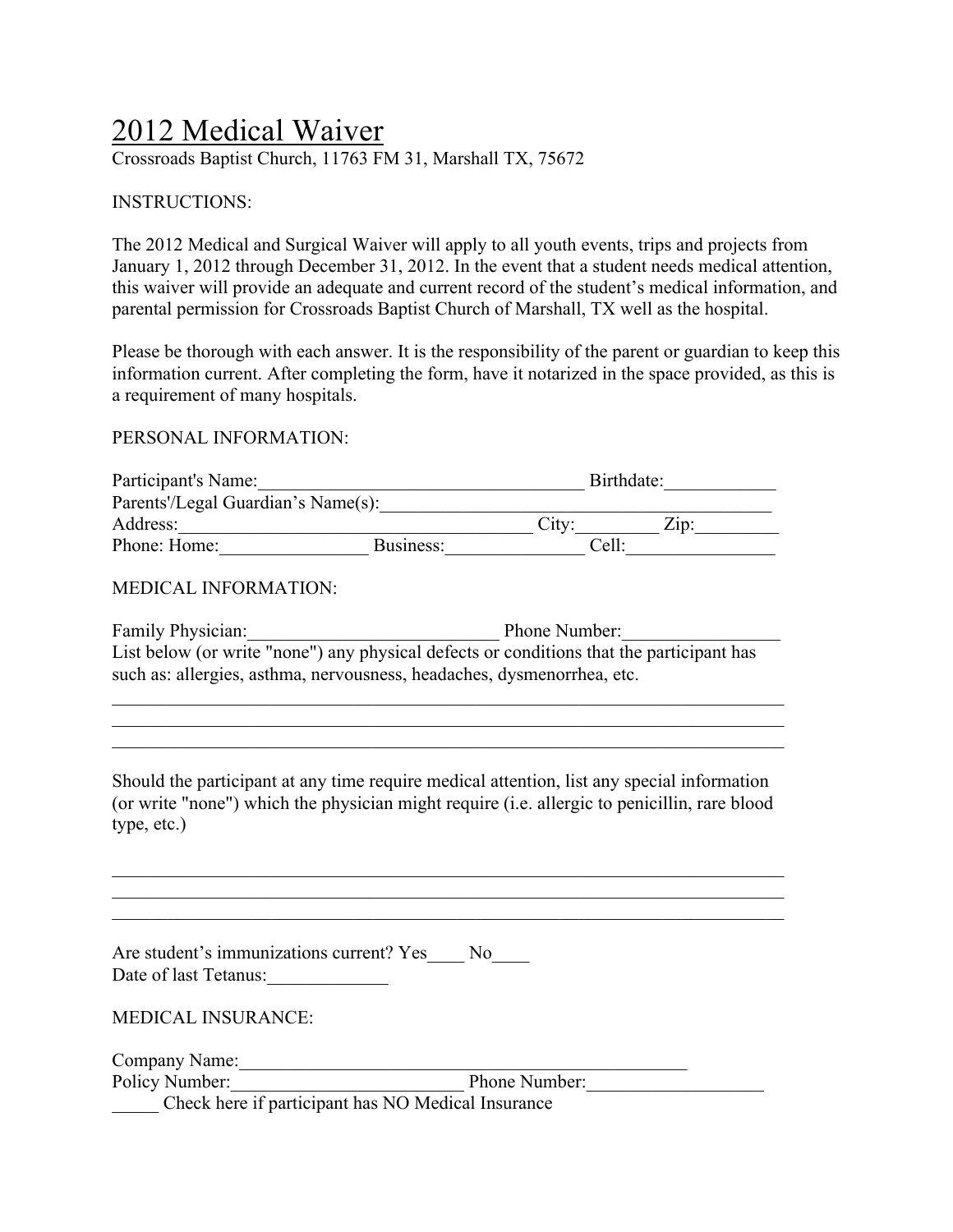# 2012 Medical Waiver

Crossroads Baptist Church, 11763 FM 31, Marshall TX, 75672

INSTRUCTIONS:

The 2012 Medical and Surgical Waiver will apply to all youth events, trips and projects from January 1, 2012 through December 31, 2012. In the event that a student needs medical attention, this waiver will provide an adequate and current record of the student's medical information, and parental permission for Crossroads Baptist Church of Marshall, TX well as the hospital.

Please be thorough with each answer. It is the responsibility of the parent or guardian to keep this information current. After completing the form, have it notarized in the space provided, as this is a requirement of many hospitals.

PERSONAL INFORMATION:

Participant's Name:___________________________________ Birthdate:____________
Parents'/Legal Guardian's Name(s):_________________________________________
Address:_______________________________________ City:________ Zip:_________
Phone: Home:________________ Business:_______________ Cell:________________

MEDICAL INFORMATION:

Family Physician:___________________________ Phone Number:_________________
List below (or write "none") any physical defects or conditions that the participant has such as: allergies, asthma, nervousness, headaches, dysmenorrhea, etc.

___________________________________________________________________________
___________________________________________________________________________
___________________________________________________________________________

Should the participant at any time require medical attention, list any special information (or write "none") which the physician might require (i.e. allergic to penicillin, rare blood type, etc.)

___________________________________________________________________________
___________________________________________________________________________
___________________________________________________________________________

Are student's immunizations current? Yes____ No____
Date of last Tetanus:_____________

MEDICAL INSURANCE:

Company Name:___________________________________________________
Policy Number:_________________________ Phone Number:___________________
_____ Check here if participant has NO Medical Insurance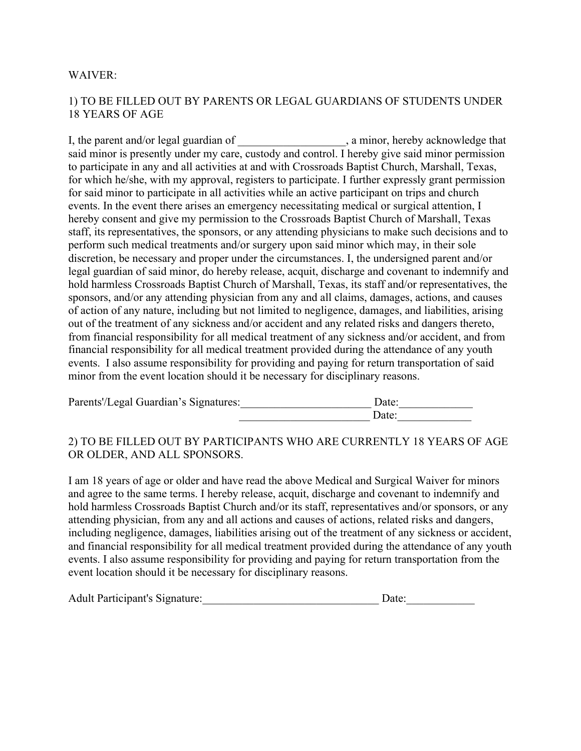WAIVER:

1) TO BE FILLED OUT BY PARENTS OR LEGAL GUARDIANS OF STUDENTS UNDER 18 YEARS OF AGE

I, the parent and/or legal guardian of ___________________, a minor, hereby acknowledge that said minor is presently under my care, custody and control. I hereby give said minor permission to participate in any and all activities at and with Crossroads Baptist Church, Marshall, Texas, for which he/she, with my approval, registers to participate. I further expressly grant permission for said minor to participate in all activities while an active participant on trips and church events. In the event there arises an emergency necessitating medical or surgical attention, I hereby consent and give my permission to the Crossroads Baptist Church of Marshall, Texas staff, its representatives, the sponsors, or any attending physicians to make such decisions and to perform such medical treatments and/or surgery upon said minor which may, in their sole discretion, be necessary and proper under the circumstances. I, the undersigned parent and/or legal guardian of said minor, do hereby release, acquit, discharge and covenant to indemnify and hold harmless Crossroads Baptist Church of Marshall, Texas, its staff and/or representatives, the sponsors, and/or any attending physician from any and all claims, damages, actions, and causes of action of any nature, including but not limited to negligence, damages, and liabilities, arising out of the treatment of any sickness and/or accident and any related risks and dangers thereto, from financial responsibility for all medical treatment of any sickness and/or accident, and from financial responsibility for all medical treatment provided during the attendance of any youth events. I also assume responsibility for providing and paying for return transportation of said minor from the event location should it be necessary for disciplinary reasons.

Parents'/Legal Guardian's Signatures:_______________________ Date:_____________
_______________________ Date:_____________

2) TO BE FILLED OUT BY PARTICIPANTS WHO ARE CURRENTLY 18 YEARS OF AGE OR OLDER, AND ALL SPONSORS.

I am 18 years of age or older and have read the above Medical and Surgical Waiver for minors and agree to the same terms. I hereby release, acquit, discharge and covenant to indemnify and hold harmless Crossroads Baptist Church and/or its staff, representatives and/or sponsors, or any attending physician, from any and all actions and causes of actions, related risks and dangers, including negligence, damages, liabilities arising out of the treatment of any sickness or accident, and financial responsibility for all medical treatment provided during the attendance of any youth events. I also assume responsibility for providing and paying for return transportation from the event location should it be necessary for disciplinary reasons.

Adult Participant's Signature:_______________________________ Date:____________